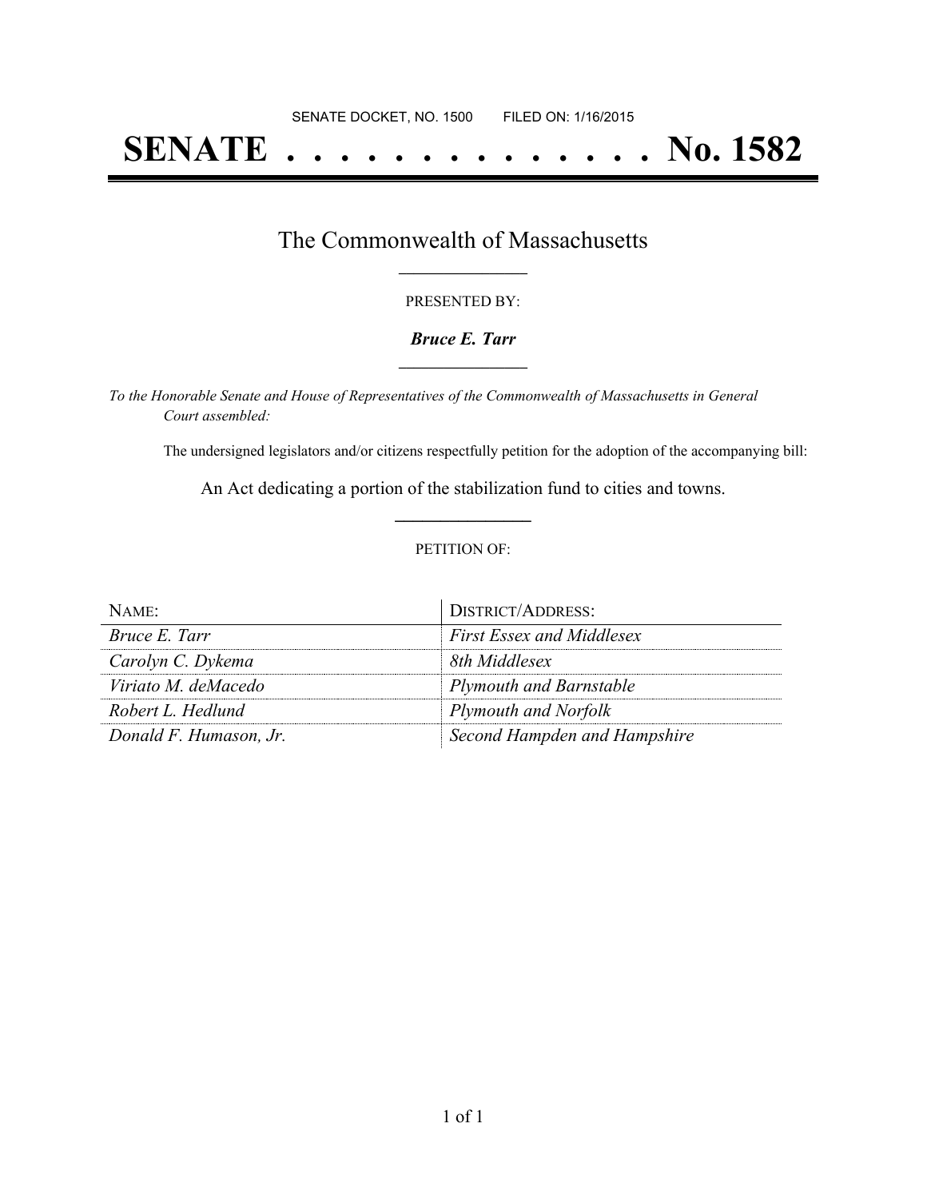SENATE DOCKET, NO. 1500        FILED ON: 1/16/2015

# SENATE . . . . . . . . . . . . . . No. 1582

## The Commonwealth of Massachusetts

PRESENTED BY:

***Bruce E. Tarr***

*To the Honorable Senate and House of Representatives of the Commonwealth of Massachusetts in General Court assembled:*

The undersigned legislators and/or citizens respectfully petition for the adoption of the accompanying bill:

An Act dedicating a portion of the stabilization fund to cities and towns.

PETITION OF:

| NAME: | DISTRICT/ADDRESS: |
|---|---|
| *Bruce E. Tarr* | *First Essex and Middlesex* |
| *Carolyn C. Dykema* | *8th Middlesex* |
| *Viriato M. deMacedo* | *Plymouth and Barnstable* |
| *Robert L. Hedlund* | *Plymouth and Norfolk* |
| *Donald F. Humason, Jr.* | *Second Hampden and Hampshire* |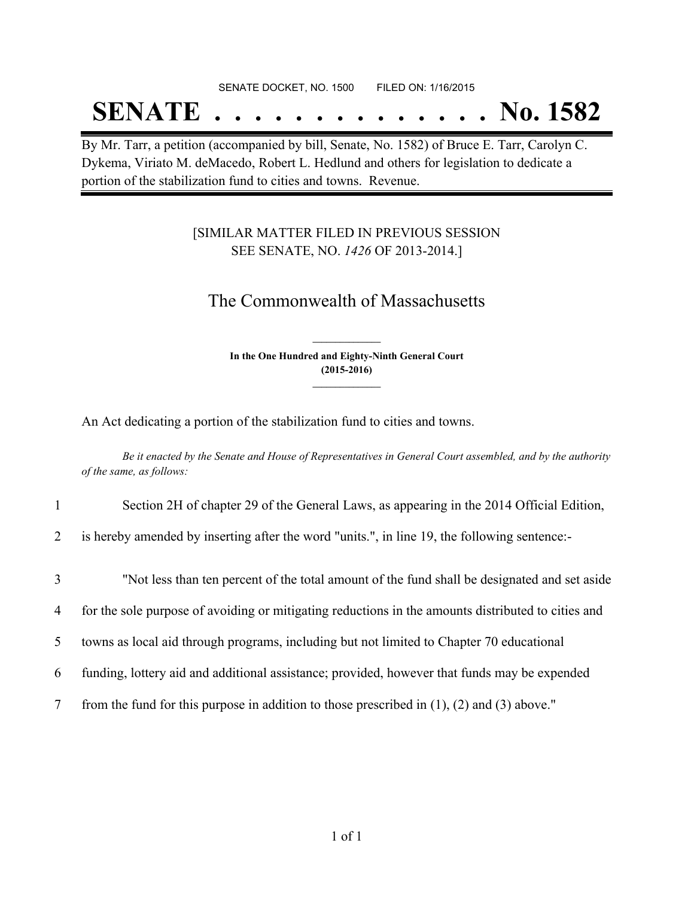SENATE DOCKET, NO. 1500 FILED ON: 1/16/2015

# SENATE . . . . . . . . . . . . . . No. 1582

By Mr. Tarr, a petition (accompanied by bill, Senate, No. 1582) of Bruce E. Tarr, Carolyn C. Dykema, Viriato M. deMacedo, Robert L. Hedlund and others for legislation to dedicate a portion of the stabilization fund to cities and towns. Revenue.

[SIMILAR MATTER FILED IN PREVIOUS SESSION SEE SENATE, NO. *1426* OF 2013-2014.]

## The Commonwealth of Massachusetts

**In the One Hundred and Eighty-Ninth General Court (2015-2016)**

An Act dedicating a portion of the stabilization fund to cities and towns.

*Be it enacted by the Senate and House of Representatives in General Court assembled, and by the authority of the same, as follows:*

1 Section 2H of chapter 29 of the General Laws, as appearing in the 2014 Official Edition,
2 is hereby amended by inserting after the word "units.", in line 19, the following sentence:-

3 "Not less than ten percent of the total amount of the fund shall be designated and set aside
4 for the sole purpose of avoiding or mitigating reductions in the amounts distributed to cities and
5 towns as local aid through programs, including but not limited to Chapter 70 educational
6 funding, lottery aid and additional assistance; provided, however that funds may be expended
7 from the fund for this purpose in addition to those prescribed in (1), (2) and (3) above."